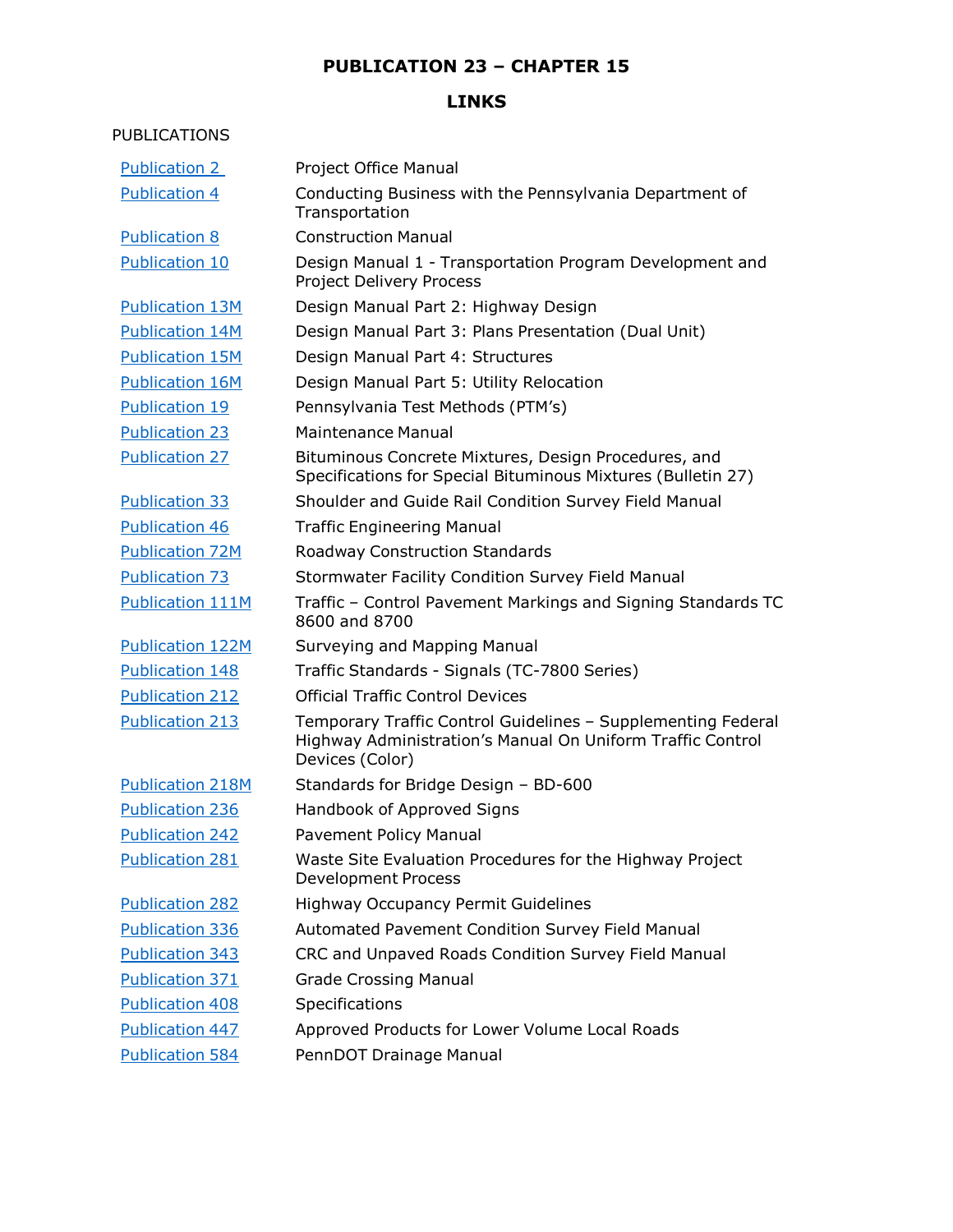# PUBLICATION 23 – CHAPTER 15

## LINKS

PUBLICATIONS

| | |
|---|---|
| Publication 2 | Project Office Manual |
| Publication 4 | Conducting Business with the Pennsylvania Department of Transportation |
| Publication 8 | Construction Manual |
| Publication 10 | Design Manual 1 - Transportation Program Development and Project Delivery Process |
| Publication 13M | Design Manual Part 2: Highway Design |
| Publication 14M | Design Manual Part 3: Plans Presentation (Dual Unit) |
| Publication 15M | Design Manual Part 4: Structures |
| Publication 16M | Design Manual Part 5: Utility Relocation |
| Publication 19 | Pennsylvania Test Methods (PTM's) |
| Publication 23 | Maintenance Manual |
| Publication 27 | Bituminous Concrete Mixtures, Design Procedures, and Specifications for Special Bituminous Mixtures (Bulletin 27) |
| Publication 33 | Shoulder and Guide Rail Condition Survey Field Manual |
| Publication 46 | Traffic Engineering Manual |
| Publication 72M | Roadway Construction Standards |
| Publication 73 | Stormwater Facility Condition Survey Field Manual |
| Publication 111M | Traffic – Control Pavement Markings and Signing Standards TC 8600 and 8700 |
| Publication 122M | Surveying and Mapping Manual |
| Publication 148 | Traffic Standards - Signals (TC-7800 Series) |
| Publication 212 | Official Traffic Control Devices |
| Publication 213 | Temporary Traffic Control Guidelines – Supplementing Federal Highway Administration's Manual On Uniform Traffic Control Devices (Color) |
| Publication 218M | Standards for Bridge Design – BD-600 |
| Publication 236 | Handbook of Approved Signs |
| Publication 242 | Pavement Policy Manual |
| Publication 281 | Waste Site Evaluation Procedures for the Highway Project Development Process |
| Publication 282 | Highway Occupancy Permit Guidelines |
| Publication 336 | Automated Pavement Condition Survey Field Manual |
| Publication 343 | CRC and Unpaved Roads Condition Survey Field Manual |
| Publication 371 | Grade Crossing Manual |
| Publication 408 | Specifications |
| Publication 447 | Approved Products for Lower Volume Local Roads |
| Publication 584 | PennDOT Drainage Manual |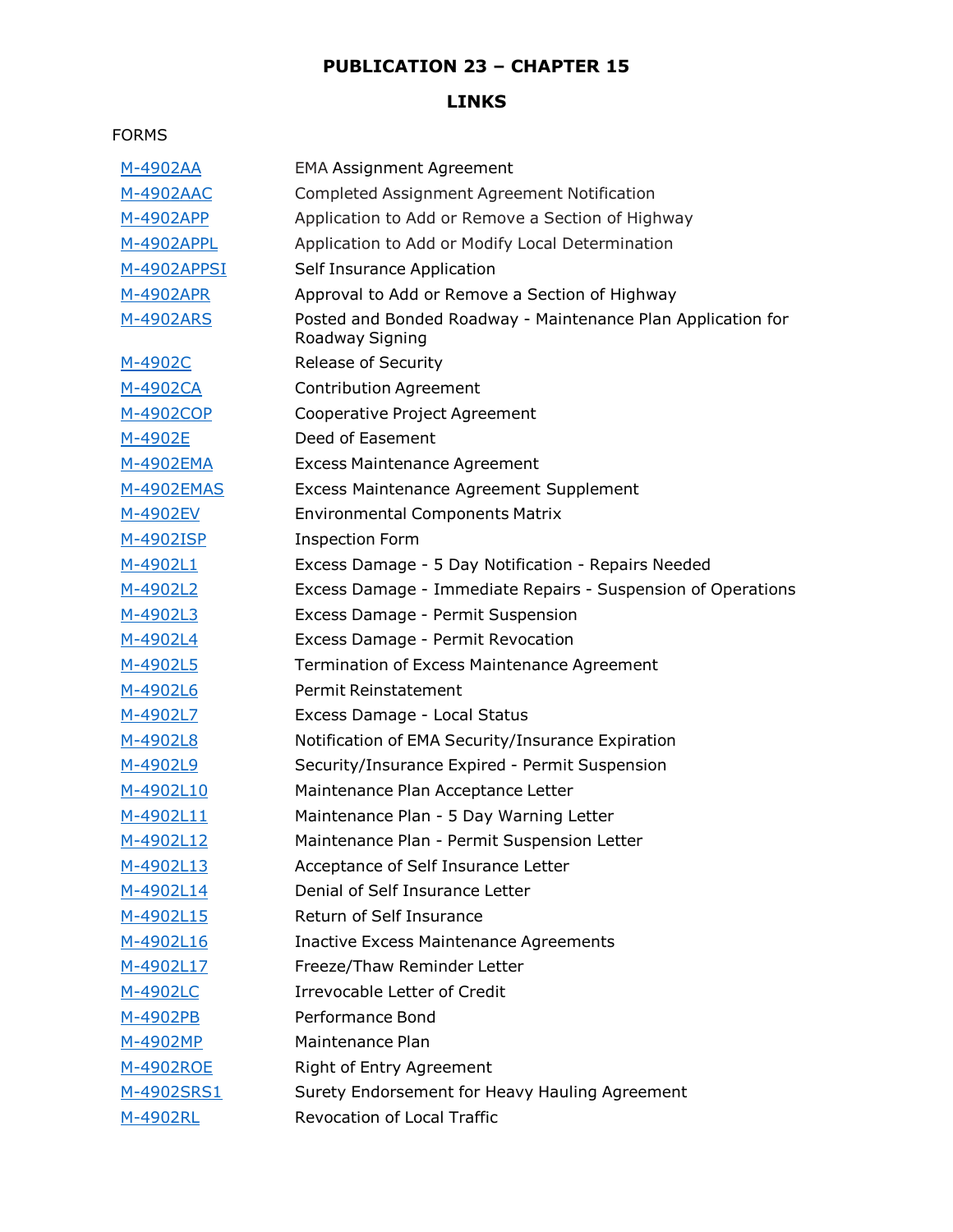# PUBLICATION 23 – CHAPTER 15

## LINKS

FORMS

| | |
|---|---|
| M-4902AA | EMA Assignment Agreement |
| M-4902AAC | Completed Assignment Agreement Notification |
| M-4902APP | Application to Add or Remove a Section of Highway |
| M-4902APPL | Application to Add or Modify Local Determination |
| M-4902APPSI | Self Insurance Application |
| M-4902APR | Approval to Add or Remove a Section of Highway |
| M-4902ARS | Posted and Bonded Roadway - Maintenance Plan Application for Roadway Signing |
| M-4902C | Release of Security |
| M-4902CA | Contribution Agreement |
| M-4902COP | Cooperative Project Agreement |
| M-4902E | Deed of Easement |
| M-4902EMA | Excess Maintenance Agreement |
| M-4902EMAS | Excess Maintenance Agreement Supplement |
| M-4902EV | Environmental Components Matrix |
| M-4902ISP | Inspection Form |
| M-4902L1 | Excess Damage - 5 Day Notification - Repairs Needed |
| M-4902L2 | Excess Damage - Immediate Repairs - Suspension of Operations |
| M-4902L3 | Excess Damage - Permit Suspension |
| M-4902L4 | Excess Damage - Permit Revocation |
| M-4902L5 | Termination of Excess Maintenance Agreement |
| M-4902L6 | Permit Reinstatement |
| M-4902L7 | Excess Damage - Local Status |
| M-4902L8 | Notification of EMA Security/Insurance Expiration |
| M-4902L9 | Security/Insurance Expired - Permit Suspension |
| M-4902L10 | Maintenance Plan Acceptance Letter |
| M-4902L11 | Maintenance Plan - 5 Day Warning Letter |
| M-4902L12 | Maintenance Plan - Permit Suspension Letter |
| M-4902L13 | Acceptance of Self Insurance Letter |
| M-4902L14 | Denial of Self Insurance Letter |
| M-4902L15 | Return of Self Insurance |
| M-4902L16 | Inactive Excess Maintenance Agreements |
| M-4902L17 | Freeze/Thaw Reminder Letter |
| M-4902LC | Irrevocable Letter of Credit |
| M-4902PB | Performance Bond |
| M-4902MP | Maintenance Plan |
| M-4902ROE | Right of Entry Agreement |
| M-4902SRS1 | Surety Endorsement for Heavy Hauling Agreement |
| M-4902RL | Revocation of Local Traffic |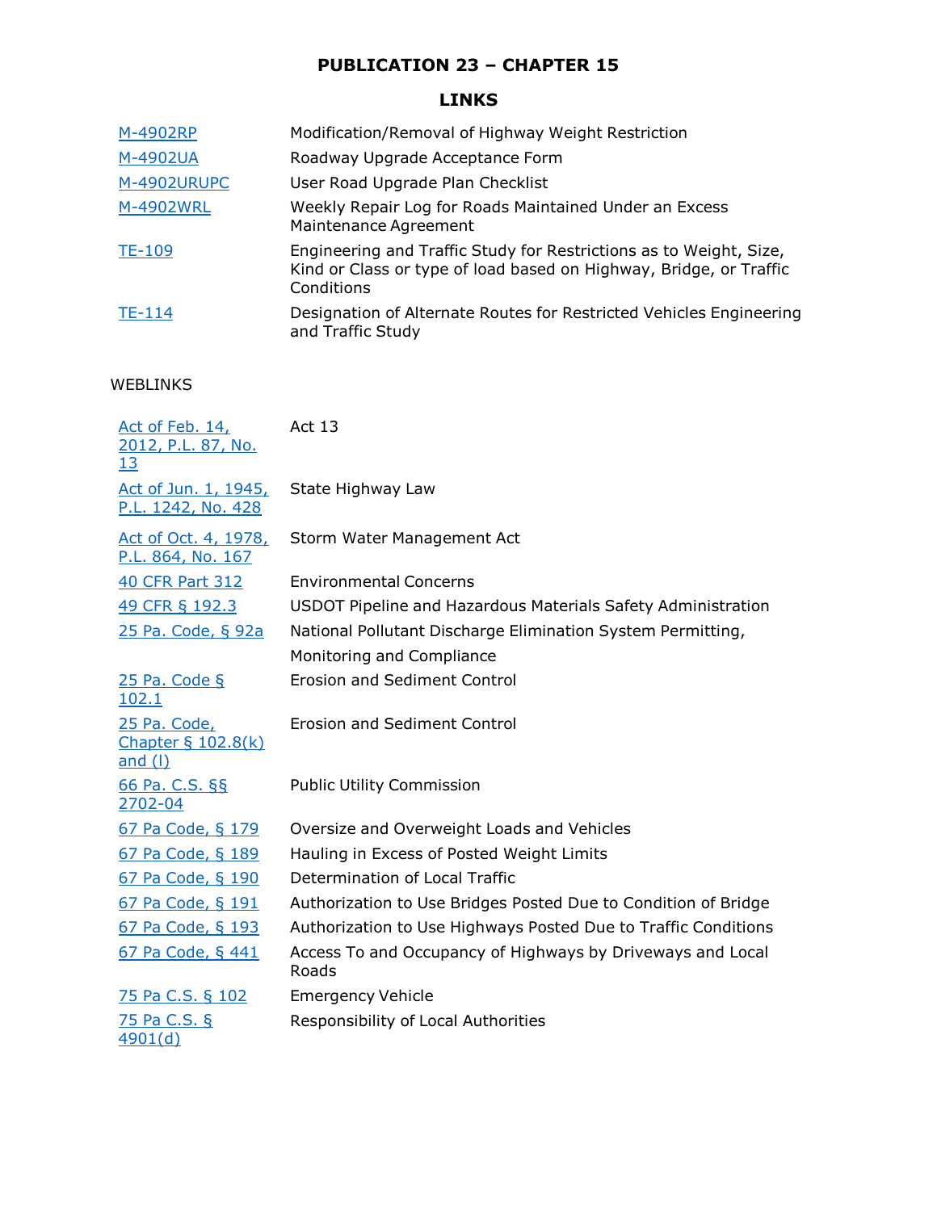# PUBLICATION 23 – CHAPTER 15

## LINKS

| | |
|---|---|
| M-4902RP | Modification/Removal of Highway Weight Restriction |
| M-4902UA | Roadway Upgrade Acceptance Form |
| M-4902URUPC | User Road Upgrade Plan Checklist |
| M-4902WRL | Weekly Repair Log for Roads Maintained Under an Excess Maintenance Agreement |
| TE-109 | Engineering and Traffic Study for Restrictions as to Weight, Size, Kind or Class or type of load based on Highway, Bridge, or Traffic Conditions |
| TE-114 | Designation of Alternate Routes for Restricted Vehicles Engineering and Traffic Study |

WEBLINKS

| | |
|---|---|
| Act of Feb. 14, 2012, P.L. 87, No. 13 | Act 13 |
| Act of Jun. 1, 1945, P.L. 1242, No. 428 | State Highway Law |
| Act of Oct. 4, 1978, P.L. 864, No. 167 | Storm Water Management Act |
| 40 CFR Part 312 | Environmental Concerns |
| 49 CFR § 192.3 | USDOT Pipeline and Hazardous Materials Safety Administration |
| 25 Pa. Code, § 92a | National Pollutant Discharge Elimination System Permitting, Monitoring and Compliance |
| 25 Pa. Code § 102.1 | Erosion and Sediment Control |
| 25 Pa. Code, Chapter § 102.8(k) and (l) | Erosion and Sediment Control |
| 66 Pa. C.S. §§ 2702-04 | Public Utility Commission |
| 67 Pa Code, § 179 | Oversize and Overweight Loads and Vehicles |
| 67 Pa Code, § 189 | Hauling in Excess of Posted Weight Limits |
| 67 Pa Code, § 190 | Determination of Local Traffic |
| 67 Pa Code, § 191 | Authorization to Use Bridges Posted Due to Condition of Bridge |
| 67 Pa Code, § 193 | Authorization to Use Highways Posted Due to Traffic Conditions |
| 67 Pa Code, § 441 | Access To and Occupancy of Highways by Driveways and Local Roads |
| 75 Pa C.S. § 102 | Emergency Vehicle |
| 75 Pa C.S. § 4901(d) | Responsibility of Local Authorities |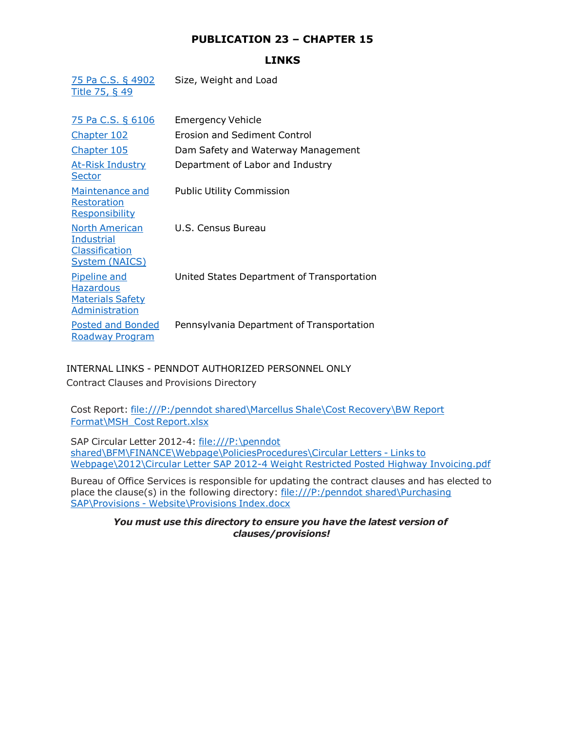# PUBLICATION 23 – CHAPTER 15

## LINKS

| | |
|---|---|
| 75 Pa C.S. § 4902<br>Title 75, § 49 | Size, Weight and Load |
| 75 Pa C.S. § 6106 | Emergency Vehicle |
| Chapter 102 | Erosion and Sediment Control |
| Chapter 105 | Dam Safety and Waterway Management |
| At-Risk Industry Sector | Department of Labor and Industry |
| Maintenance and Restoration Responsibility | Public Utility Commission |
| North American Industrial Classification System (NAICS) | U.S. Census Bureau |
| Pipeline and Hazardous Materials Safety Administration | United States Department of Transportation |
| Posted and Bonded Roadway Program | Pennsylvania Department of Transportation |

INTERNAL LINKS - PENNDOT AUTHORIZED PERSONNEL ONLY

Contract Clauses and Provisions Directory

Cost Report: file:///P:/penndot shared\Marcellus Shale\Cost Recovery\BW Report Format\MSH_Cost Report.xlsx

SAP Circular Letter 2012-4: file:///P:\penndot shared\BFM\FINANCE\Webpage\PoliciesProcedures\Circular Letters - Links to Webpage\2012\Circular Letter SAP 2012-4 Weight Restricted Posted Highway Invoicing.pdf

Bureau of Office Services is responsible for updating the contract clauses and has elected to place the clause(s) in the following directory: file:///P:/penndot shared\Purchasing SAP\Provisions - Website\Provisions Index.docx

***You must use this directory to ensure you have the latest version of clauses/provisions!***